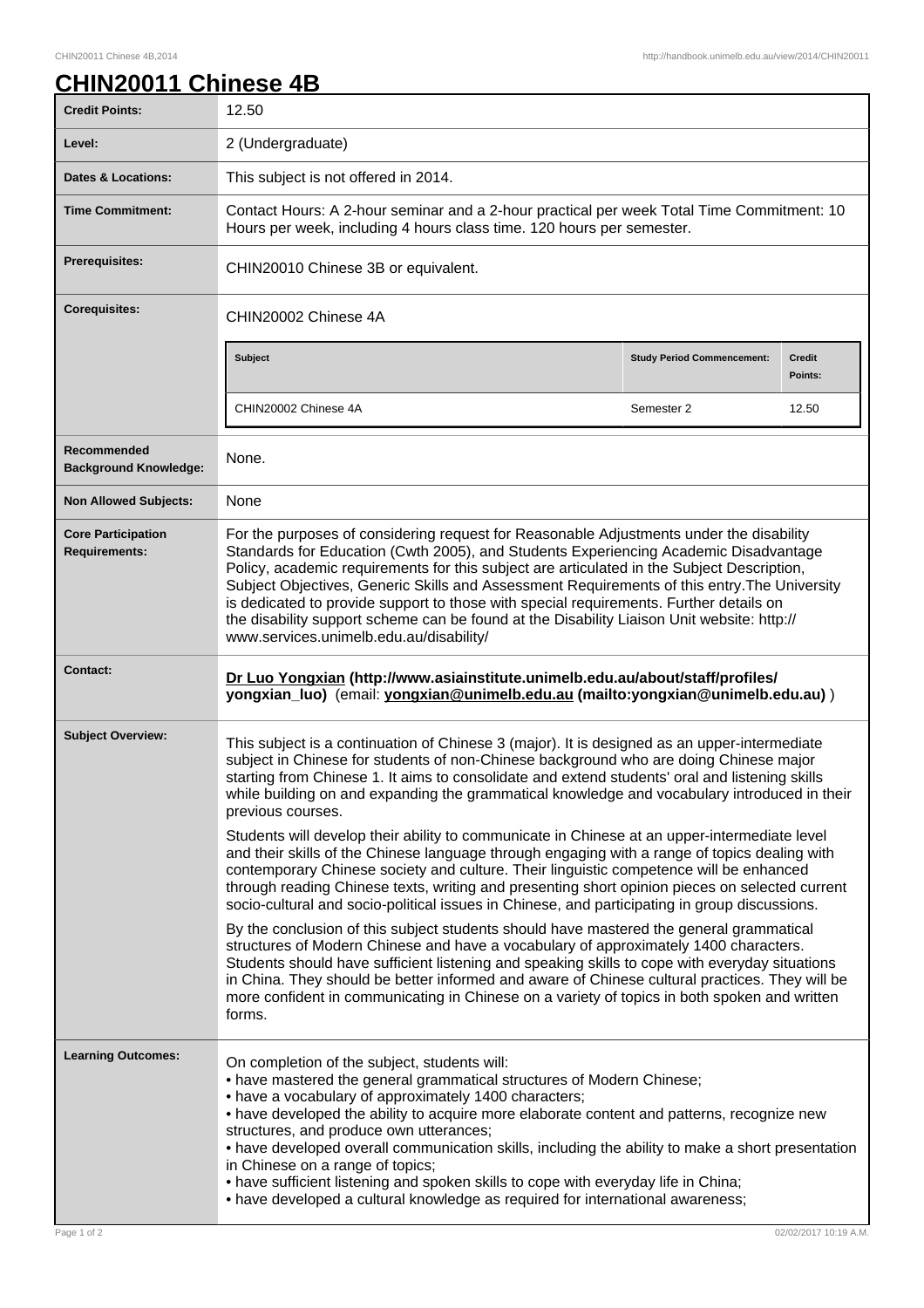# CHIN20011 Chinese 4B

| | |
|---|---|
| **Credit Points:** | 12.50 |
| **Level:** | 2 (Undergraduate) |
| **Dates & Locations:** | This subject is not offered in 2014. |
| **Time Commitment:** | Contact Hours: A 2-hour seminar and a 2-hour practical per week Total Time Commitment: 10 Hours per week, including 4 hours class time. 120 hours per semester. |
| **Prerequisites:** | CHIN20010 Chinese 3B or equivalent. |
| **Corequisites:** | CHIN20002 Chinese 4A |
| **Recommended Background Knowledge:** | None. |
| **Non Allowed Subjects:** | None |
| **Core Participation Requirements:** | For the purposes of considering request for Reasonable Adjustments under the disability Standards for Education (Cwth 2005), and Students Experiencing Academic Disadvantage Policy, academic requirements for this subject are articulated in the Subject Description, Subject Objectives, Generic Skills and Assessment Requirements of this entry.The University is dedicated to provide support to those with special requirements. Further details on the disability support scheme can be found at the Disability Liaison Unit website: http://www.services.unimelb.edu.au/disability/ |
| **Contact:** | **Dr Luo Yongxian (http://www.asiainstitute.unimelb.edu.au/about/staff/profiles/yongxian_luo)** (email: **yongxian@unimelb.edu.au (mailto:yongxian@unimelb.edu.au)** ) |

Corequisites:

| Subject | Study Period Commencement: | Credit Points: |
|---|---|---|
| CHIN20002 Chinese 4A | Semester 2 | 12.50 |

**Subject Overview:**

This subject is a continuation of Chinese 3 (major). It is designed as an upper-intermediate subject in Chinese for students of non-Chinese background who are doing Chinese major starting from Chinese 1. It aims to consolidate and extend students' oral and listening skills while building on and expanding the grammatical knowledge and vocabulary introduced in their previous courses.

Students will develop their ability to communicate in Chinese at an upper-intermediate level and their skills of the Chinese language through engaging with a range of topics dealing with contemporary Chinese society and culture. Their linguistic competence will be enhanced through reading Chinese texts, writing and presenting short opinion pieces on selected current socio-cultural and socio-political issues in Chinese, and participating in group discussions.

By the conclusion of this subject students should have mastered the general grammatical structures of Modern Chinese and have a vocabulary of approximately 1400 characters. Students should have sufficient listening and speaking skills to cope with everyday situations in China. They should be better informed and aware of Chinese cultural practices. They will be more confident in communicating in Chinese on a variety of topics in both spoken and written forms.

**Learning Outcomes:**

On completion of the subject, students will:

- have mastered the general grammatical structures of Modern Chinese;
- have a vocabulary of approximately 1400 characters;
- have developed the ability to acquire more elaborate content and patterns, recognize new structures, and produce own utterances;
- have developed overall communication skills, including the ability to make a short presentation in Chinese on a range of topics;
- have sufficient listening and spoken skills to cope with everyday life in China;
- have developed a cultural knowledge as required for international awareness;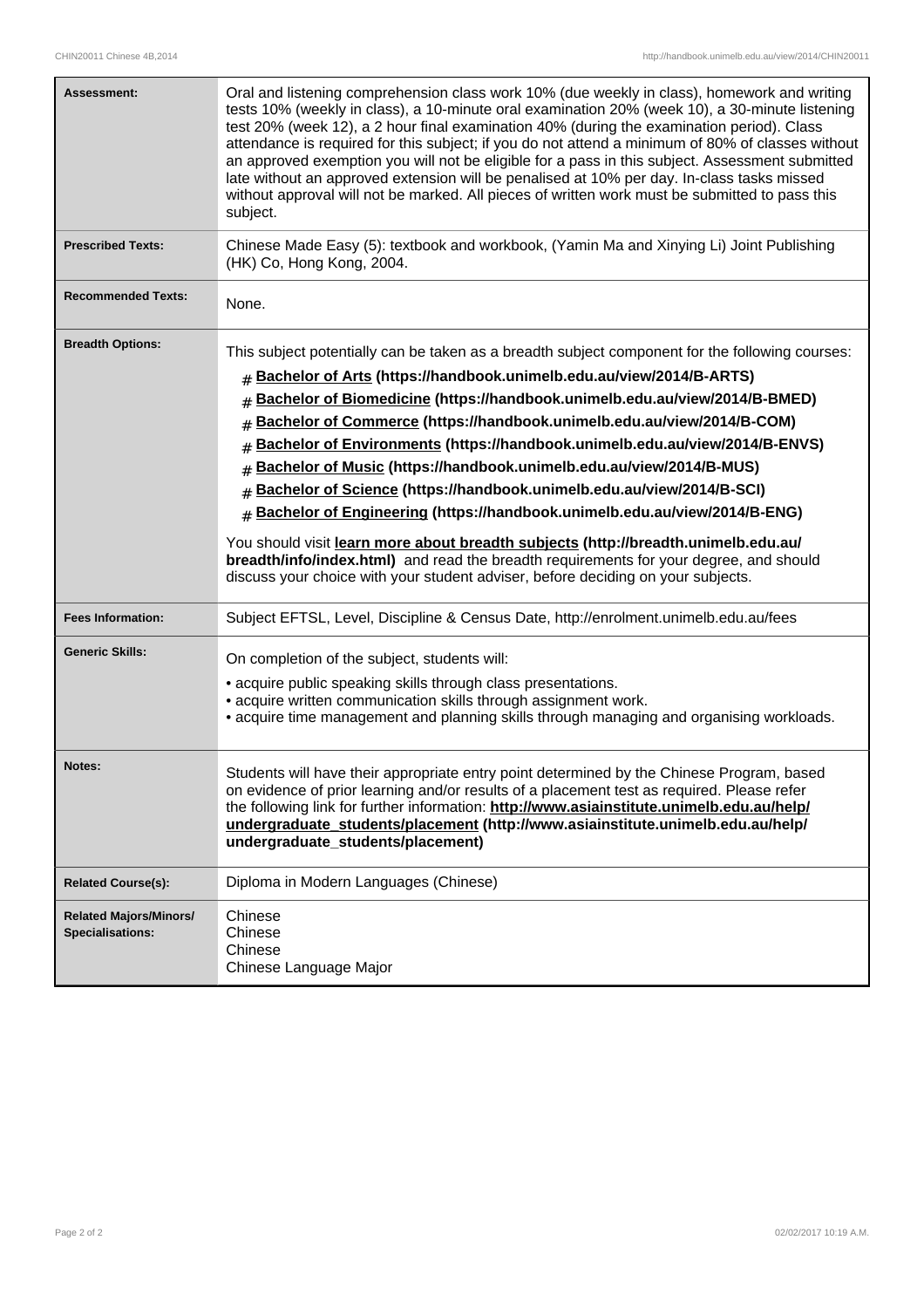| | |
|---|---|
| **Assessment:** | Oral and listening comprehension class work 10% (due weekly in class), homework and writing tests 10% (weekly in class), a 10-minute oral examination 20% (week 10), a 30-minute listening test 20% (week 12), a 2 hour final examination 40% (during the examination period). Class attendance is required for this subject; if you do not attend a minimum of 80% of classes without an approved exemption you will not be eligible for a pass in this subject. Assessment submitted late without an approved extension will be penalised at 10% per day. In-class tasks missed without approval will not be marked. All pieces of written work must be submitted to pass this subject. |
| **Prescribed Texts:** | Chinese Made Easy (5): textbook and workbook, (Yamin Ma and Xinying Li) Joint Publishing (HK) Co, Hong Kong, 2004. |
| **Recommended Texts:** | None. |
| **Breadth Options:** | This subject potentially can be taken as a breadth subject component for the following courses:<br># **Bachelor of Arts (https://handbook.unimelb.edu.au/view/2014/B-ARTS)**<br># **Bachelor of Biomedicine (https://handbook.unimelb.edu.au/view/2014/B-BMED)**<br># **Bachelor of Commerce (https://handbook.unimelb.edu.au/view/2014/B-COM)**<br># **Bachelor of Environments (https://handbook.unimelb.edu.au/view/2014/B-ENVS)**<br># **Bachelor of Music (https://handbook.unimelb.edu.au/view/2014/B-MUS)**<br># **Bachelor of Science (https://handbook.unimelb.edu.au/view/2014/B-SCI)**<br># **Bachelor of Engineering (https://handbook.unimelb.edu.au/view/2014/B-ENG)**<br>You should visit **learn more about breadth subjects (http://breadth.unimelb.edu.au/breadth/info/index.html)** and read the breadth requirements for your degree, and should discuss your choice with your student adviser, before deciding on your subjects. |
| **Fees Information:** | Subject EFTSL, Level, Discipline & Census Date, http://enrolment.unimelb.edu.au/fees |
| **Generic Skills:** | On completion of the subject, students will:<br>• acquire public speaking skills through class presentations.<br>• acquire written communication skills through assignment work.<br>• acquire time management and planning skills through managing and organising workloads. |
| **Notes:** | Students will have their appropriate entry point determined by the Chinese Program, based on evidence of prior learning and/or results of a placement test as required. Please refer the following link for further information: **http://www.asiainstitute.unimelb.edu.au/help/undergraduate_students/placement (http://www.asiainstitute.unimelb.edu.au/help/undergraduate_students/placement)** |
| **Related Course(s):** | Diploma in Modern Languages (Chinese) |
| **Related Majors/Minors/ Specialisations:** | Chinese<br>Chinese<br>Chinese<br>Chinese Language Major |